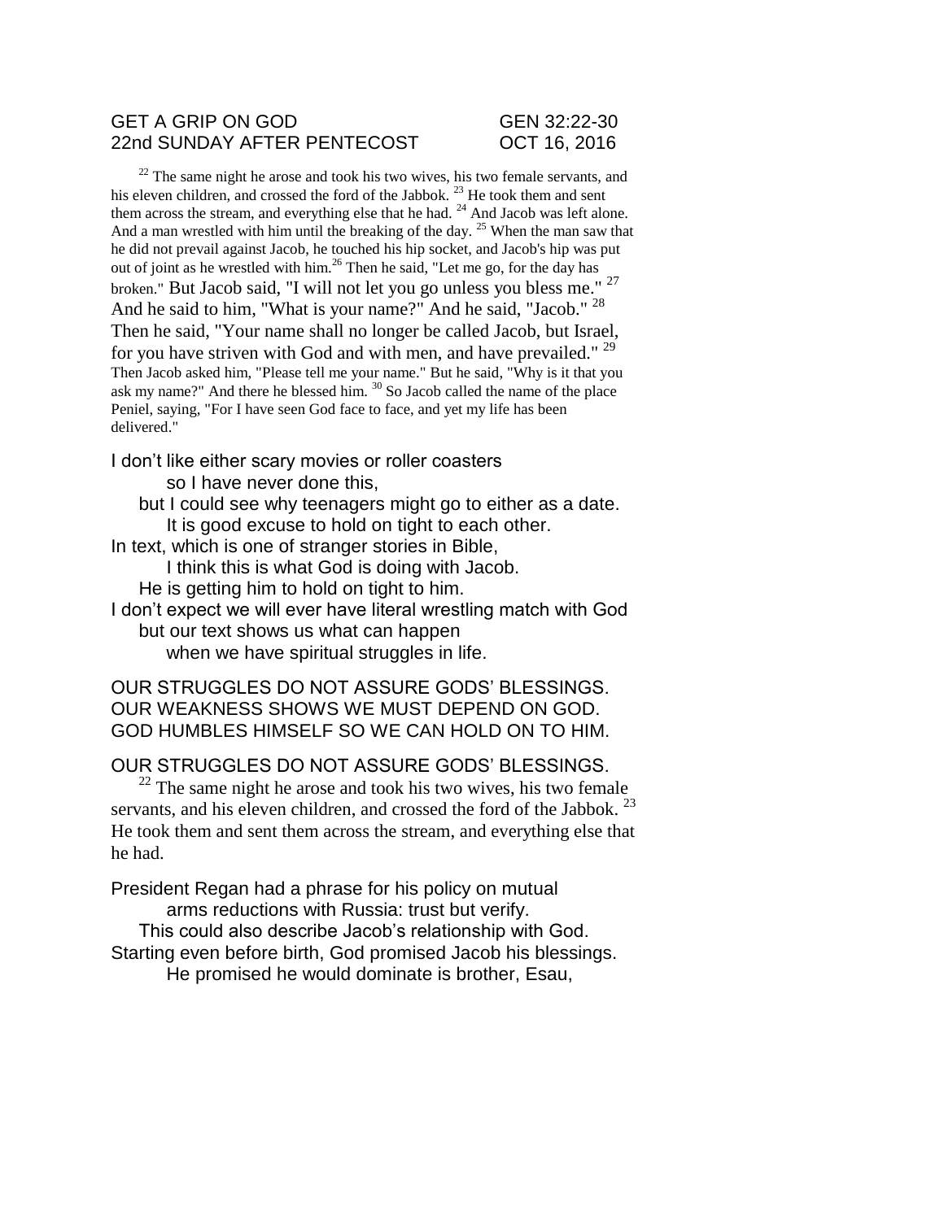GET A GRIP ON GOD GEN 32:22-30
22nd SUNDAY AFTER PENTECOST OCT 16, 2016

[22] The same night he arose and took his two wives, his two female servants, and his eleven children, and crossed the ford of the Jabbok. [23] He took them and sent them across the stream, and everything else that he had. [24] And Jacob was left alone. And a man wrestled with him until the breaking of the day. [25] When the man saw that he did not prevail against Jacob, he touched his hip socket, and Jacob's hip was put out of joint as he wrestled with him.[26] Then he said, "Let me go, for the day has broken." But Jacob said, "I will not let you go unless you bless me." [27] And he said to him, "What is your name?" And he said, "Jacob." [28] Then he said, "Your name shall no longer be called Jacob, but Israel, for you have striven with God and with men, and have prevailed." [29] Then Jacob asked him, "Please tell me your name." But he said, "Why is it that you ask my name?" And there he blessed him. [30] So Jacob called the name of the place Peniel, saying, "For I have seen God face to face, and yet my life has been delivered."

I don't like either scary movies or roller coasters
so I have never done this,
but I could see why teenagers might go to either as a date.
It is good excuse to hold on tight to each other.
In text, which is one of stranger stories in Bible,
I think this is what God is doing with Jacob.
He is getting him to hold on tight to him.
I don't expect we will ever have literal wrestling match with God
but our text shows us what can happen
when we have spiritual struggles in life.

OUR STRUGGLES DO NOT ASSURE GODS' BLESSINGS.
OUR WEAKNESS SHOWS WE MUST DEPEND ON GOD.
GOD HUMBLES HIMSELF SO WE CAN HOLD ON TO HIM.

OUR STRUGGLES DO NOT ASSURE GODS' BLESSINGS.

[22] The same night he arose and took his two wives, his two female servants, and his eleven children, and crossed the ford of the Jabbok. [23] He took them and sent them across the stream, and everything else that he had.

President Regan had a phrase for his policy on mutual
arms reductions with Russia: trust but verify.
This could also describe Jacob's relationship with God.
Starting even before birth, God promised Jacob his blessings.
He promised he would dominate is brother, Esau,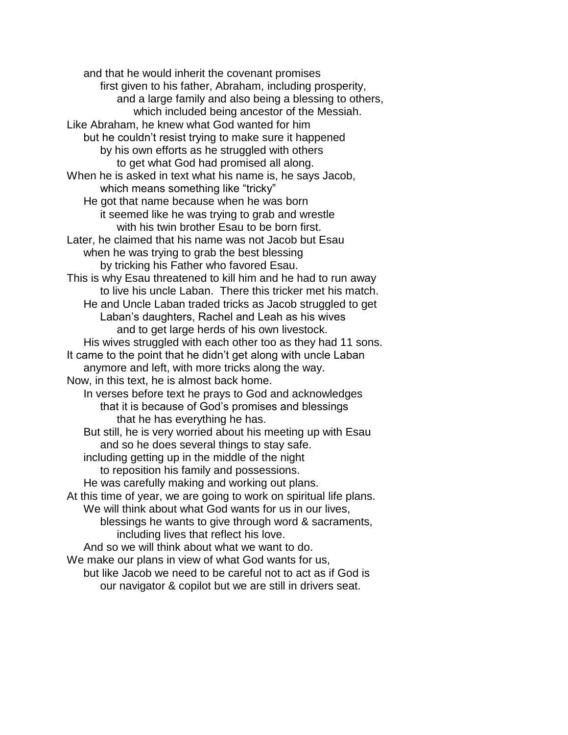and that he would inherit the covenant promises
first given to his father, Abraham, including prosperity,
and a large family and also being a blessing to others,
which included being ancestor of the Messiah.
Like Abraham, he knew what God wanted for him
but he couldn't resist trying to make sure it happened
by his own efforts as he struggled with others
to get what God had promised all along.
When he is asked in text what his name is, he says Jacob,
which means something like "tricky"
He got that name because when he was born
it seemed like he was trying to grab and wrestle
with his twin brother Esau to be born first.
Later, he claimed that his name was not Jacob but Esau
when he was trying to grab the best blessing
by tricking his Father who favored Esau.
This is why Esau threatened to kill him and he had to run away
to live his uncle Laban. There this tricker met his match.
He and Uncle Laban traded tricks as Jacob struggled to get
Laban's daughters, Rachel and Leah as his wives
and to get large herds of his own livestock.
His wives struggled with each other too as they had 11 sons.
It came to the point that he didn't get along with uncle Laban
anymore and left, with more tricks along the way.
Now, in this text, he is almost back home.
In verses before text he prays to God and acknowledges
that it is because of God's promises and blessings
that he has everything he has.
But still, he is very worried about his meeting up with Esau
and so he does several things to stay safe.
including getting up in the middle of the night
to reposition his family and possessions.
He was carefully making and working out plans.
At this time of year, we are going to work on spiritual life plans.
We will think about what God wants for us in our lives,
blessings he wants to give through word & sacraments,
including lives that reflect his love.
And so we will think about what we want to do.
We make our plans in view of what God wants for us,
but like Jacob we need to be careful not to act as if God is
our navigator & copilot but we are still in drivers seat.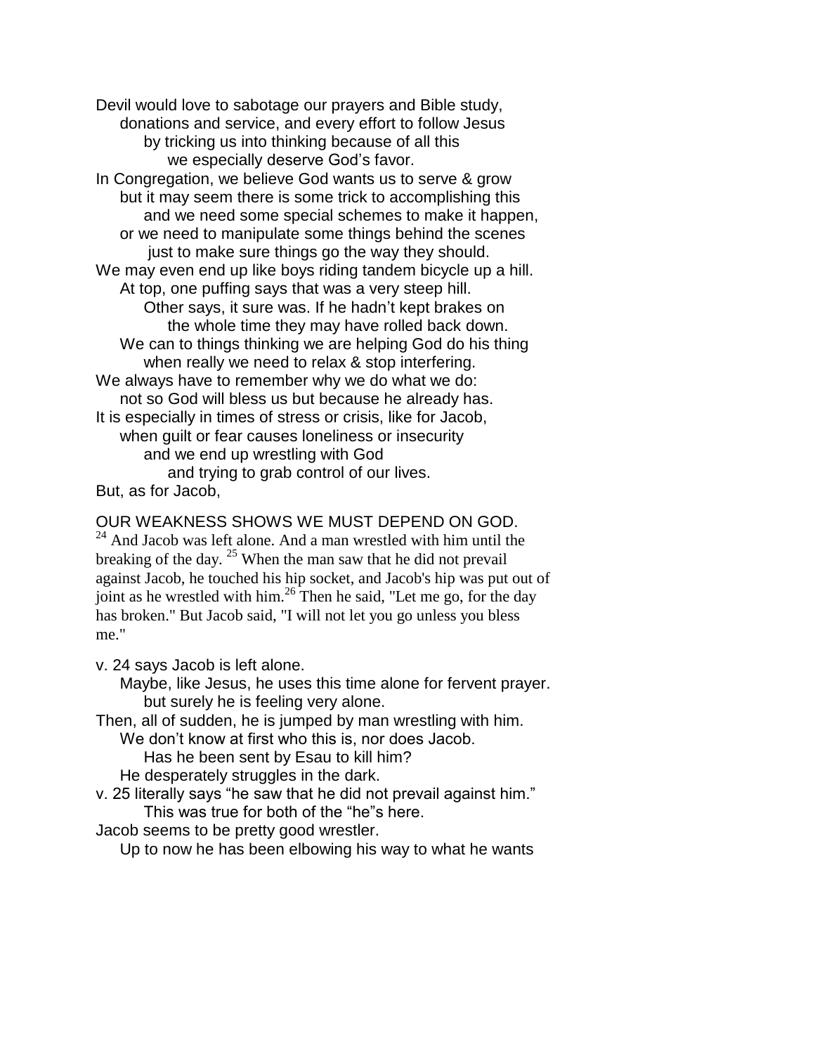Devil would love to sabotage our prayers and Bible study,
donations and service, and every effort to follow Jesus
by tricking us into thinking because of all this
we especially deserve God's favor.
In Congregation, we believe God wants us to serve & grow
but it may seem there is some trick to accomplishing this
and we need some special schemes to make it happen,
or we need to manipulate some things behind the scenes
just to make sure things go the way they should.
We may even end up like boys riding tandem bicycle up a hill.
At top, one puffing says that was a very steep hill.
Other says, it sure was. If he hadn't kept brakes on
the whole time they may have rolled back down.
We can to things thinking we are helping God do his thing
when really we need to relax & stop interfering.
We always have to remember why we do what we do:
not so God will bless us but because he already has.
It is especially in times of stress or crisis, like for Jacob,
when guilt or fear causes loneliness or insecurity
and we end up wrestling with God
and trying to grab control of our lives.
But, as for Jacob,

OUR WEAKNESS SHOWS WE MUST DEPEND ON GOD.

[24] And Jacob was left alone. And a man wrestled with him until the breaking of the day. [25] When the man saw that he did not prevail against Jacob, he touched his hip socket, and Jacob's hip was put out of joint as he wrestled with him.[26] Then he said, "Let me go, for the day has broken." But Jacob said, "I will not let you go unless you bless me."

v. 24 says Jacob is left alone.
Maybe, like Jesus, he uses this time alone for fervent prayer.
but surely he is feeling very alone.
Then, all of sudden, he is jumped by man wrestling with him.
We don't know at first who this is, nor does Jacob.
Has he been sent by Esau to kill him?
He desperately struggles in the dark.
v. 25 literally says "he saw that he did not prevail against him."
This was true for both of the "he"s here.
Jacob seems to be pretty good wrestler.
Up to now he has been elbowing his way to what he wants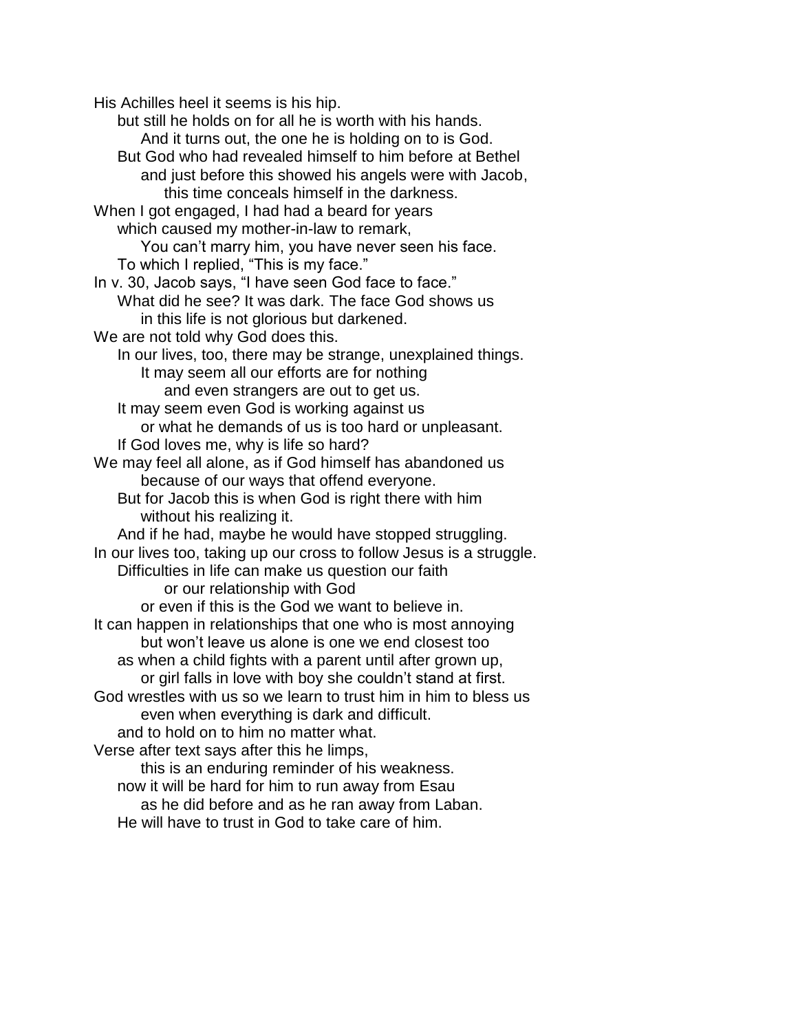His Achilles heel it seems is his hip.
but still he holds on for all he is worth with his hands.
And it turns out, the one he is holding on to is God.
But God who had revealed himself to him before at Bethel
and just before this showed his angels were with Jacob,
this time conceals himself in the darkness.
When I got engaged, I had had a beard for years
which caused my mother-in-law to remark,
You can't marry him, you have never seen his face.
To which I replied, "This is my face."
In v. 30, Jacob says, "I have seen God face to face."
What did he see? It was dark. The face God shows us
in this life is not glorious but darkened.
We are not told why God does this.
In our lives, too, there may be strange, unexplained things.
It may seem all our efforts are for nothing
and even strangers are out to get us.
It may seem even God is working against us
or what he demands of us is too hard or unpleasant.
If God loves me, why is life so hard?
We may feel all alone, as if God himself has abandoned us
because of our ways that offend everyone.
But for Jacob this is when God is right there with him
without his realizing it.
And if he had, maybe he would have stopped struggling.
In our lives too, taking up our cross to follow Jesus is a struggle.
Difficulties in life can make us question our faith
or our relationship with God
or even if this is the God we want to believe in.
It can happen in relationships that one who is most annoying
but won't leave us alone is one we end closest too
as when a child fights with a parent until after grown up,
or girl falls in love with boy she couldn't stand at first.
God wrestles with us so we learn to trust him in him to bless us
even when everything is dark and difficult.
and to hold on to him no matter what.
Verse after text says after this he limps,
this is an enduring reminder of his weakness.
now it will be hard for him to run away from Esau
as he did before and as he ran away from Laban.
He will have to trust in God to take care of him.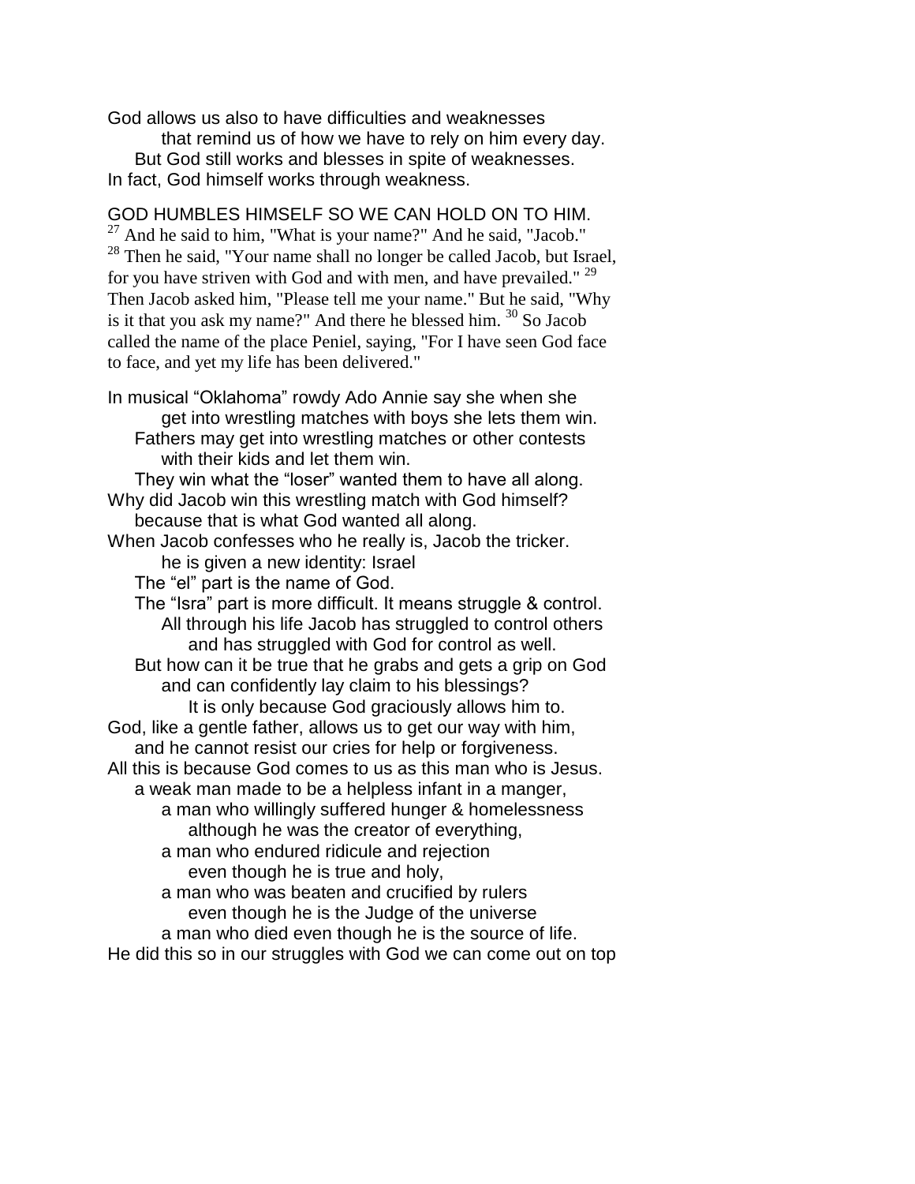God allows us also to have difficulties and weaknesses
that remind us of how we have to rely on him every day.
But God still works and blesses in spite of weaknesses.
In fact, God himself works through weakness.

GOD HUMBLES HIMSELF SO WE CAN HOLD ON TO HIM.

[27] And he said to him, "What is your name?" And he said, "Jacob." [28] Then he said, "Your name shall no longer be called Jacob, but Israel, for you have striven with God and with men, and have prevailed." [29] Then Jacob asked him, "Please tell me your name." But he said, "Why is it that you ask my name?" And there he blessed him. [30] So Jacob called the name of the place Peniel, saying, "For I have seen God face to face, and yet my life has been delivered."

In musical "Oklahoma" rowdy Ado Annie say she when she
get into wrestling matches with boys she lets them win.
Fathers may get into wrestling matches or other contests
with their kids and let them win.
They win what the "loser" wanted them to have all along.
Why did Jacob win this wrestling match with God himself?
because that is what God wanted all along.
When Jacob confesses who he really is, Jacob the tricker.
he is given a new identity: Israel
The "el" part is the name of God.
The "Isra" part is more difficult. It means struggle & control.
All through his life Jacob has struggled to control others
and has struggled with God for control as well.
But how can it be true that he grabs and gets a grip on God
and can confidently lay claim to his blessings?
It is only because God graciously allows him to.
God, like a gentle father, allows us to get our way with him,
and he cannot resist our cries for help or forgiveness.
All this is because God comes to us as this man who is Jesus.
a weak man made to be a helpless infant in a manger,
a man who willingly suffered hunger & homelessness
although he was the creator of everything,
a man who endured ridicule and rejection
even though he is true and holy,
a man who was beaten and crucified by rulers
even though he is the Judge of the universe
a man who died even though he is the source of life.
He did this so in our struggles with God we can come out on top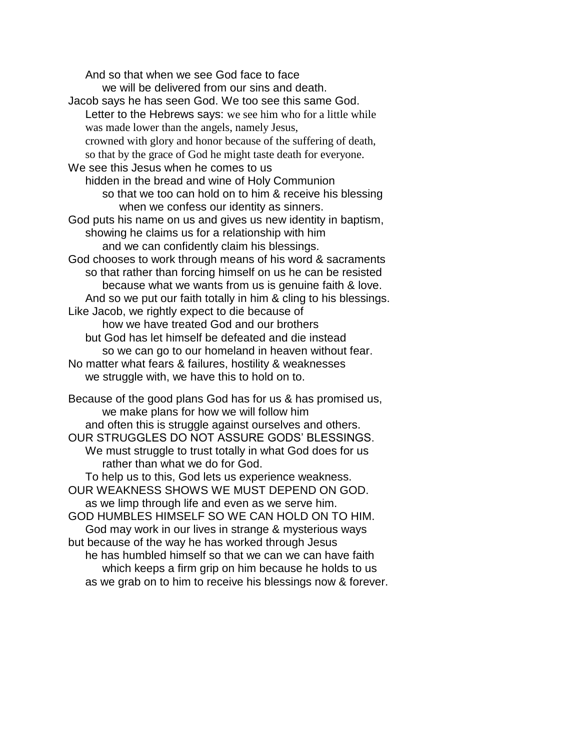And so that when we see God face to face
we will be delivered from our sins and death.

Jacob says he has seen God. We too see this same God.
Letter to the Hebrews says: we see him who for a little while
was made lower than the angels, namely Jesus,
crowned with glory and honor because of the suffering of death,
so that by the grace of God he might taste death for everyone.

We see this Jesus when he comes to us
hidden in the bread and wine of Holy Communion
so that we too can hold on to him & receive his blessing
when we confess our identity as sinners.

God puts his name on us and gives us new identity in baptism,
showing he claims us for a relationship with him
and we can confidently claim his blessings.

God chooses to work through means of his word & sacraments
so that rather than forcing himself on us he can be resisted
because what we wants from us is genuine faith & love.
And so we put our faith totally in him & cling to his blessings.

Like Jacob, we rightly expect to die because of
how we have treated God and our brothers
but God has let himself be defeated and die instead
so we can go to our homeland in heaven without fear.

No matter what fears & failures, hostility & weaknesses
we struggle with, we have this to hold on to.

Because of the good plans God has for us & has promised us,
we make plans for how we will follow him
and often this is struggle against ourselves and others.

OUR STRUGGLES DO NOT ASSURE GODS' BLESSINGS.
We must struggle to trust totally in what God does for us
rather than what we do for God.
To help us to this, God lets us experience weakness.

OUR WEAKNESS SHOWS WE MUST DEPEND ON GOD.
as we limp through life and even as we serve him.

GOD HUMBLES HIMSELF SO WE CAN HOLD ON TO HIM.
God may work in our lives in strange & mysterious ways
but because of the way he has worked through Jesus
he has humbled himself so that we can we can have faith
which keeps a firm grip on him because he holds to us
as we grab on to him to receive his blessings now & forever.